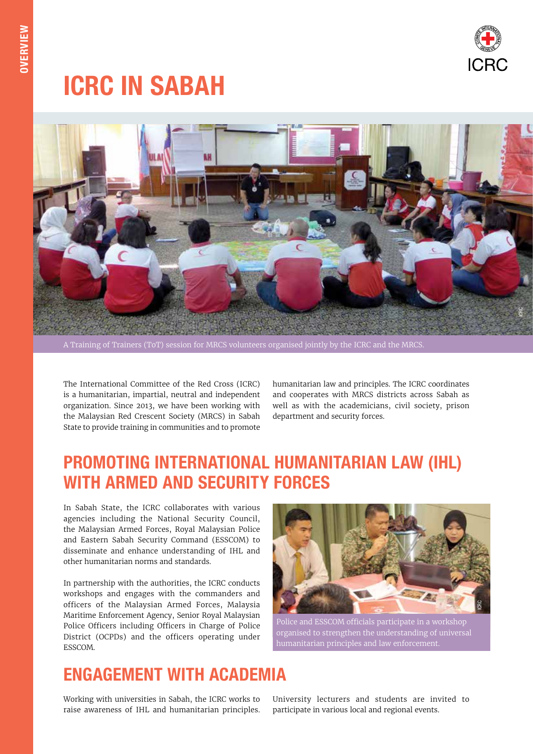# ICRC IN SABAH

A Training of Trainers (ToT) session for MRCS volunteers organised jointly by the ICRC and the MRCS.

The International Committee of the Red Cross (ICRC) is a humanitarian, impartial, neutral and independent organization. Since 2013, we have been working with the Malaysian Red Crescent Society (MRCS) in Sabah State to provide training in communities and to promote humanitarian law and principles. The ICRC coordinates and cooperates with MRCS districts across Sabah as well as with the academicians, civil society, prison department and security forces.

## PROMOTING INTERNATIONAL HUMANITARIAN LAW (IHL) WITH ARMED AND SECURITY FORCES

In Sabah State, the ICRC collaborates with various agencies including the National Security Council, the Malaysian Armed Forces, Royal Malaysian Police and Eastern Sabah Security Command (ESSCOM) to disseminate and enhance understanding of IHL and other humanitarian norms and standards.

In partnership with the authorities, the ICRC conducts workshops and engages with the commanders and officers of the Malaysian Armed Forces, Malaysia Maritime Enforcement Agency, Senior Royal Malaysian Police Officers including Officers in Charge of Police District (OCPDs) and the officers operating under ESSCOM.

Police and ESSCOM officials participate in a workshop organised to strengthen the understanding of universal humanitarian principles and law enforcement.

## ENGAGEMENT WITH ACADEMIA

Working with universities in Sabah, the ICRC works to raise awareness of IHL and humanitarian principles. University lecturers and students are invited to participate in various local and regional events.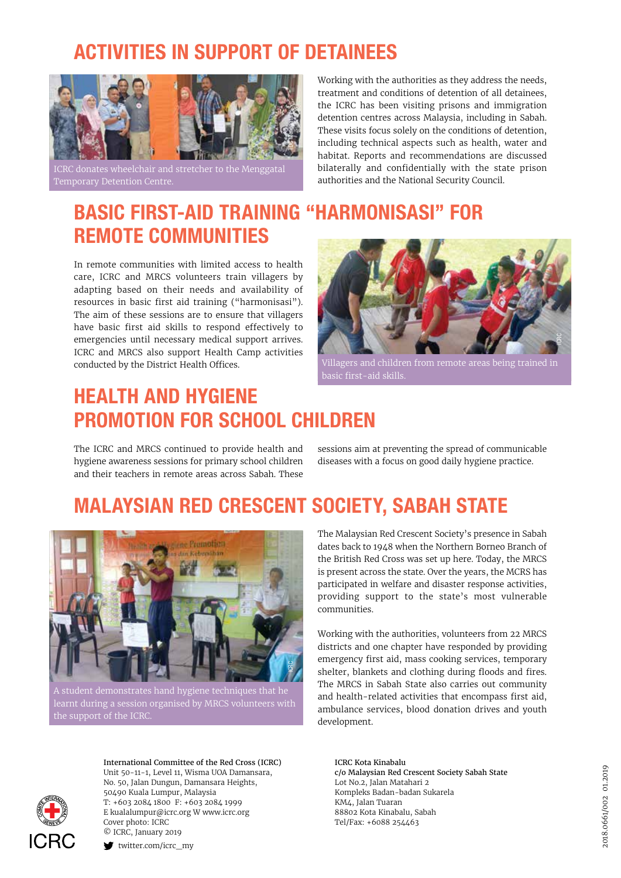## ACTIVITIES IN SUPPORT OF DETAINEES

ICRC donates wheelchair and stretcher to the Menggatal Temporary Detention Centre.

Working with the authorities as they address the needs, treatment and conditions of detention of all detainees, the ICRC has been visiting prisons and immigration detention centres across Malaysia, including in Sabah. These visits focus solely on the conditions of detention, including technical aspects such as health, water and habitat. Reports and recommendations are discussed bilaterally and confidentially with the state prison authorities and the National Security Council.

## BASIC FIRST-AID TRAINING "HARMONISASI" FOR REMOTE COMMUNITIES

In remote communities with limited access to health care, ICRC and MRCS volunteers train villagers by adapting based on their needs and availability of resources in basic first aid training ("harmonisasi"). The aim of these sessions are to ensure that villagers have basic first aid skills to respond effectively to emergencies until necessary medical support arrives. ICRC and MRCS also support Health Camp activities conducted by the District Health Offices.

Villagers and children from remote areas being trained in basic first-aid skills.

## HEALTH AND HYGIENE PROMOTION FOR SCHOOL CHILDREN

The ICRC and MRCS continued to provide health and hygiene awareness sessions for primary school children and their teachers in remote areas across Sabah. These sessions aim at preventing the spread of communicable diseases with a focus on good daily hygiene practice.

## MALAYSIAN RED CRESCENT SOCIETY, SABAH STATE

A student demonstrates hand hygiene techniques that he learnt during a session organised by MRCS volunteers with the support of the ICRC.

The Malaysian Red Crescent Society's presence in Sabah dates back to 1948 when the Northern Borneo Branch of the British Red Cross was set up here. Today, the MRCS is present across the state. Over the years, the MCRS has participated in welfare and disaster response activities, providing support to the state's most vulnerable communities.

Working with the authorities, volunteers from 22 MRCS districts and one chapter have responded by providing emergency first aid, mass cooking services, temporary shelter, blankets and clothing during floods and fires. The MRCS in Sabah State also carries out community and health-related activities that encompass first aid, ambulance services, blood donation drives and youth development.

**International Committee of the Red Cross (ICRC)**
Unit 50-11-1, Level 11, Wisma UOA Damansara,
No. 50, Jalan Dungun, Damansara Heights,
50490 Kuala Lumpur, Malaysia
T: +603 2084 1800 F: +603 2084 1999
E kualalumpur@icrc.org W www.icrc.org
Cover photo: ICRC
© ICRC, January 2019

twitter.com/icrc_my

**ICRC Kota Kinabalu**
**c/o Malaysian Red Crescent Society Sabah State**
Lot No.2, Jalan Matahari 2
Kompleks Badan-badan Sukarela
KM4, Jalan Tuaran
88802 Kota Kinabalu, Sabah
Tel/Fax: +6088 254463

2018.0661/002 01.2019